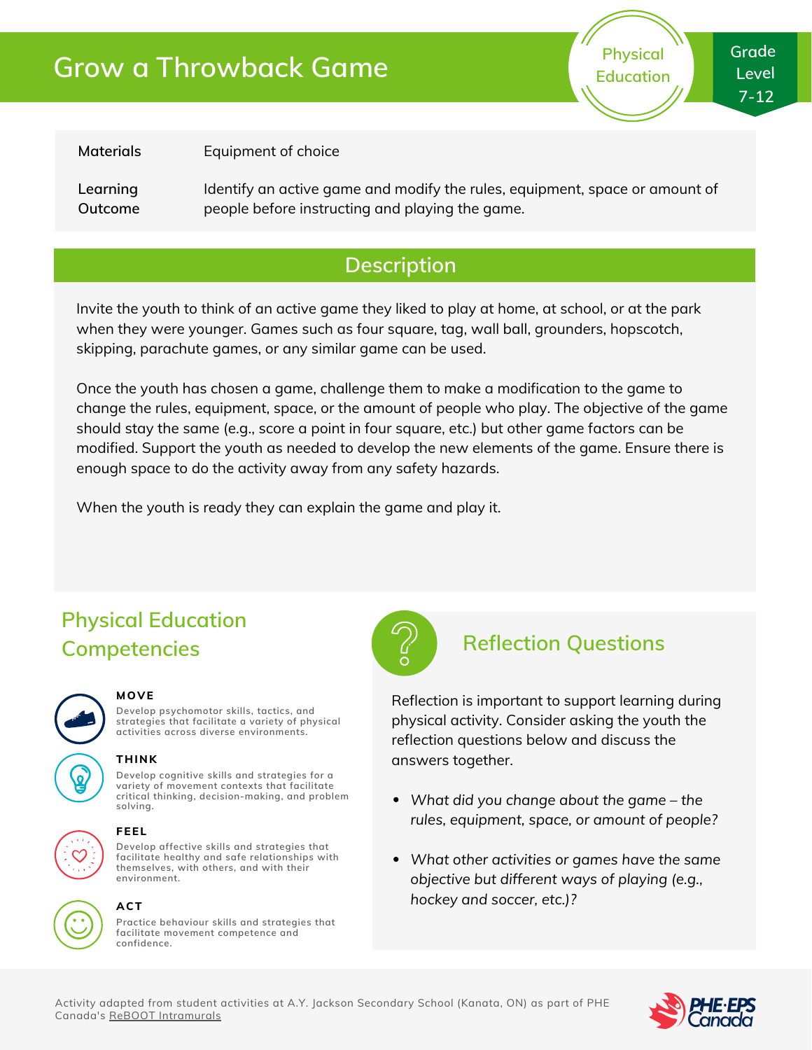# Grow a Throwback Game

Physical Education

Grade Level 7-12

| | |
|---|---|
| Materials | Equipment of choice |
| Learning Outcome | Identify an active game and modify the rules, equipment, space or amount of people before instructing and playing the game. |

## Description

Invite the youth to think of an active game they liked to play at home, at school, or at the park when they were younger. Games such as four square, tag, wall ball, grounders, hopscotch, skipping, parachute games, or any similar game can be used.

Once the youth has chosen a game, challenge them to make a modification to the game to change the rules, equipment, space, or the amount of people who play. The objective of the game should stay the same (e.g., score a point in four square, etc.) but other game factors can be modified. Support the youth as needed to develop the new elements of the game. Ensure there is enough space to do the activity away from any safety hazards.

When the youth is ready they can explain the game and play it.

## Physical Education Competencies

**MOVE**
Develop psychomotor skills, tactics, and strategies that facilitate a variety of physical activities across diverse environments.

**THINK**
Develop cognitive skills and strategies for a variety of movement contexts that facilitate critical thinking, decision-making, and problem solving.

**FEEL**
Develop affective skills and strategies that facilitate healthy and safe relationships with themselves, with others, and with their environment.

**ACT**
Practice behaviour skills and strategies that facilitate movement competence and confidence.

## Reflection Questions

Reflection is important to support learning during physical activity. Consider asking the youth the reflection questions below and discuss the answers together.

- *What did you change about the game – the rules, equipment, space, or amount of people?*
- *What other activities or games have the same objective but different ways of playing (e.g., hockey and soccer, etc.)?*

Activity adapted from student activities at A.Y. Jackson Secondary School (Kanata, ON) as part of PHE Canada's ReBOOT Intramurals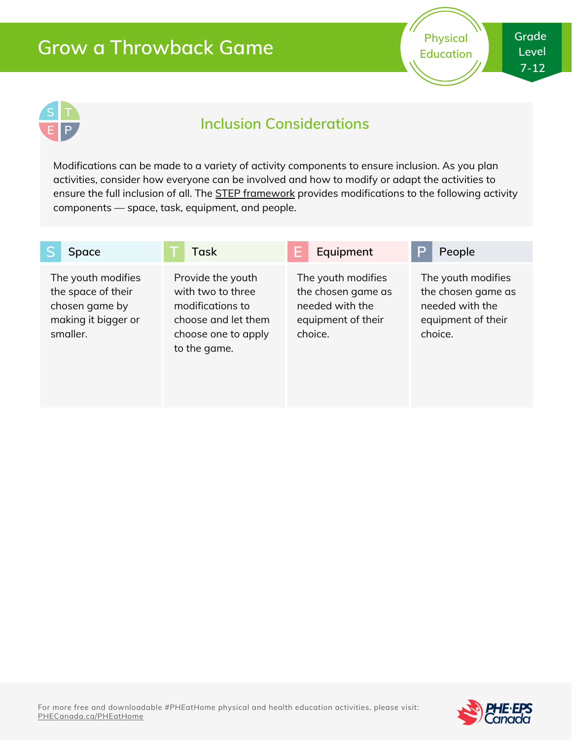# Grow a Throwback Game

Physical Education

Grade Level 7-12

## Inclusion Considerations

Modifications can be made to a variety of activity components to ensure inclusion. As you plan activities, consider how everyone can be involved and how to modify or adapt the activities to ensure the full inclusion of all. The STEP framework provides modifications to the following activity components — space, task, equipment, and people.

| S Space | T Task | E Equipment | P People |
|---|---|---|---|
| The youth modifies the space of their chosen game by making it bigger or smaller. | Provide the youth with two to three modifications to choose and let them choose one to apply to the game. | The youth modifies the chosen game as needed with the equipment of their choice. | The youth modifies the chosen game as needed with the equipment of their choice. |

For more free and downloadable *#PHEatHome* physical and health education activities, please visit: PHECanada.ca/PHEatHome